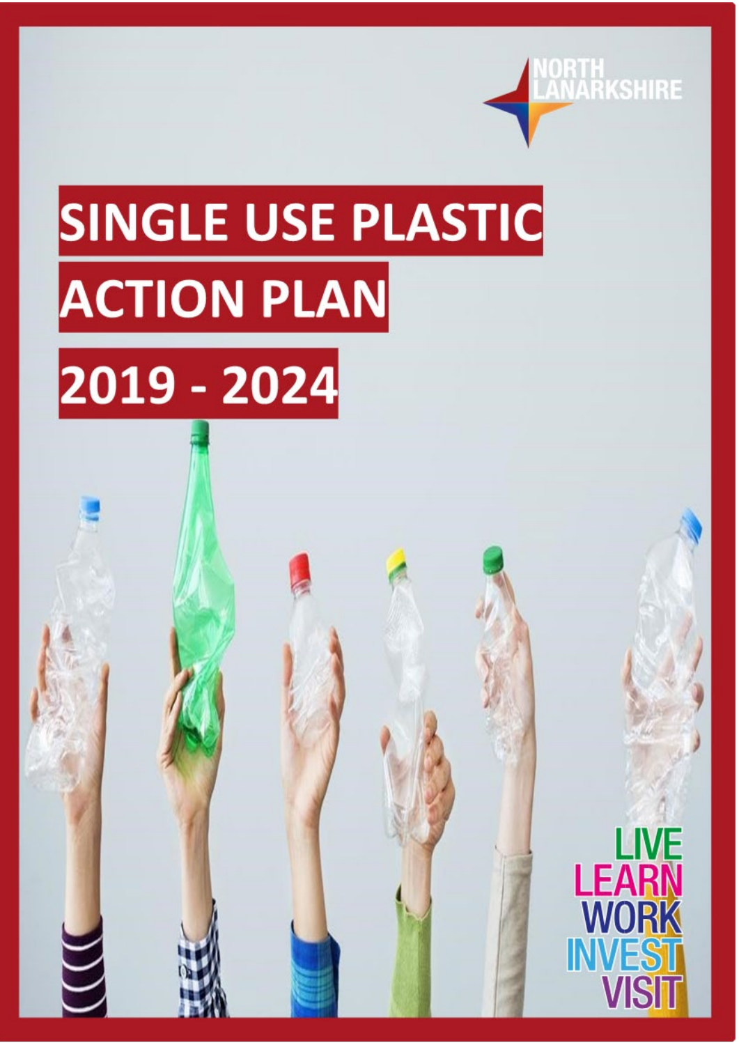NORTH LANARKSHIRE

# SINGLE USE PLASTIC ACTION PLAN 2019 - 2024

LIVE
LEARN
WORK
INVEST
VISIT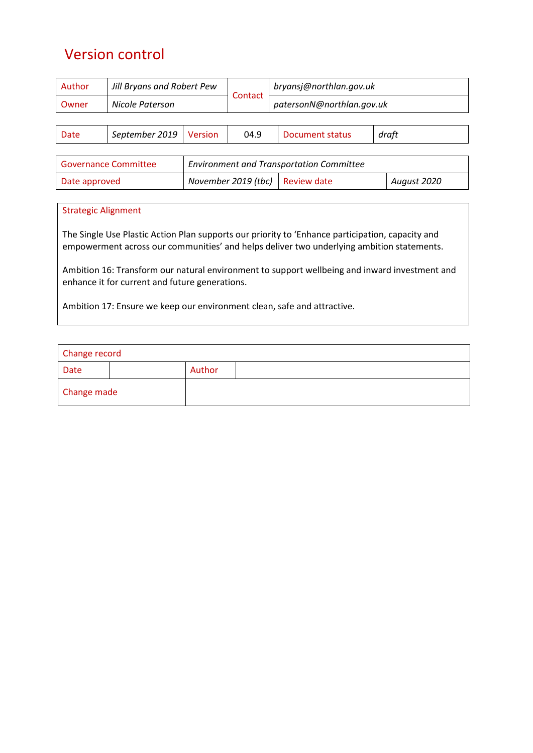# Version control

| Author | *Jill Bryans and Robert Pew* | Contact | *bryansj@northlan.gov.uk* |
|---|---|---|---|
| Owner | *Nicole Paterson* | | *patersonN@northlan.gov.uk* |

| Date | *September 2019* | Version | 04.9 | Document status | *draft* |
|---|---|---|---|---|---|

| Governance Committee | *Environment and Transportation Committee* | | |
|---|---|---|---|
| Date approved | *November 2019 (tbc)* | Review date | *August 2020* |

**Strategic Alignment**

The Single Use Plastic Action Plan supports our priority to 'Enhance participation, capacity and empowerment across our communities' and helps deliver two underlying ambition statements.

Ambition 16: Transform our natural environment to support wellbeing and inward investment and enhance it for current and future generations.

Ambition 17: Ensure we keep our environment clean, safe and attractive.

| Change record | | | |
|---|---|---|---|
| Date | | Author | |
| Change made | | | |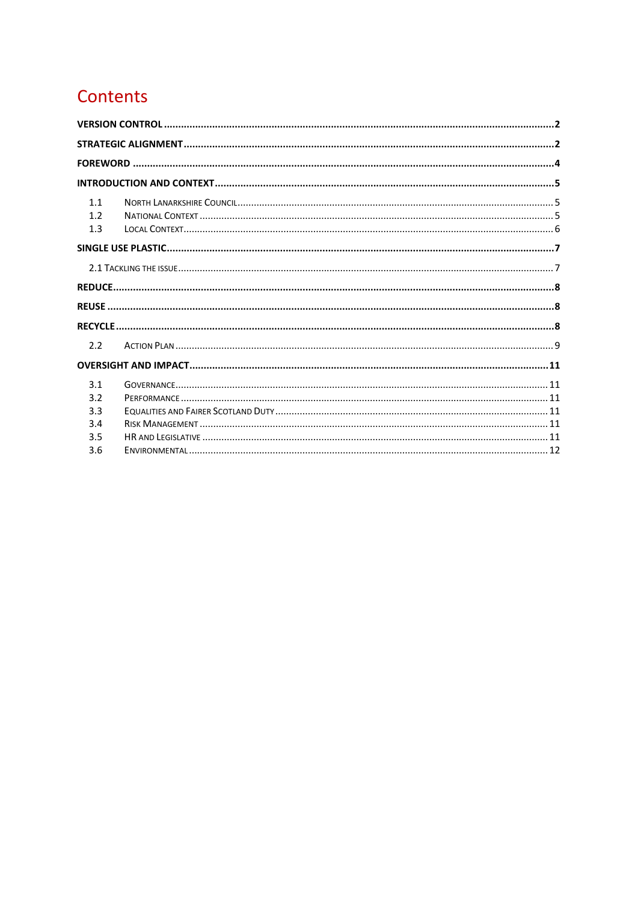# Contents

**VERSION CONTROL** .......... **2**

**STRATEGIC ALIGNMENT** .......... **2**

**FOREWORD** .......... **4**

**INTRODUCTION AND CONTEXT** .......... **5**

- 1.1 North Lanarkshire Council .......... 5
- 1.2 National Context .......... 5
- 1.3 Local Context .......... 6

**SINGLE USE PLASTIC** .......... **7**

- 2.1 Tackling the issue .......... 7

**REDUCE** .......... **8**

**REUSE** .......... **8**

**RECYCLE** .......... **8**

- 2.2 Action Plan .......... 9

**OVERSIGHT AND IMPACT** .......... **11**

- 3.1 Governance .......... 11
- 3.2 Performance .......... 11
- 3.3 Equalities and Fairer Scotland Duty .......... 11
- 3.4 Risk Management .......... 11
- 3.5 HR and Legislative .......... 11
- 3.6 Environmental .......... 12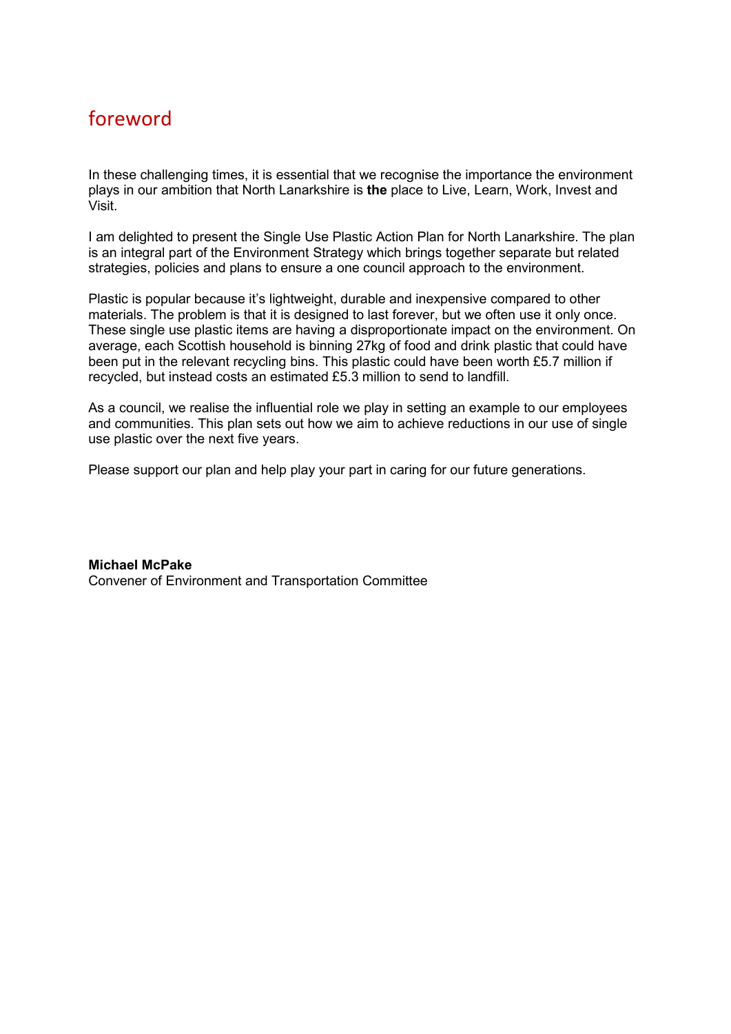# foreword

In these challenging times, it is essential that we recognise the importance the environment plays in our ambition that North Lanarkshire is **the** place to Live, Learn, Work, Invest and Visit.

I am delighted to present the Single Use Plastic Action Plan for North Lanarkshire. The plan is an integral part of the Environment Strategy which brings together separate but related strategies, policies and plans to ensure a one council approach to the environment.

Plastic is popular because it's lightweight, durable and inexpensive compared to other materials. The problem is that it is designed to last forever, but we often use it only once. These single use plastic items are having a disproportionate impact on the environment. On average, each Scottish household is binning 27kg of food and drink plastic that could have been put in the relevant recycling bins. This plastic could have been worth £5.7 million if recycled, but instead costs an estimated £5.3 million to send to landfill.

As a council, we realise the influential role we play in setting an example to our employees and communities. This plan sets out how we aim to achieve reductions in our use of single use plastic over the next five years.

Please support our plan and help play your part in caring for our future generations.

**Michael McPake**
Convener of Environment and Transportation Committee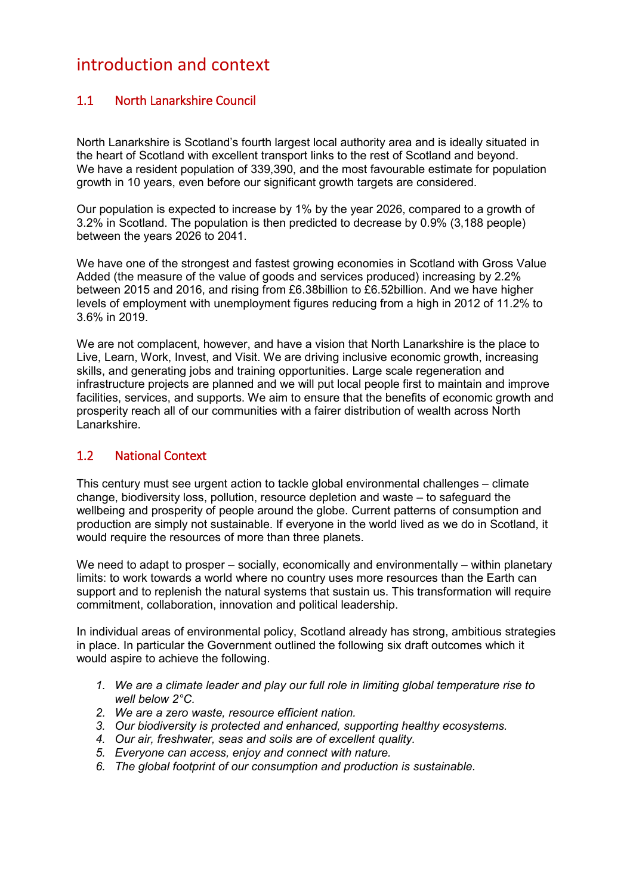# introduction and context

## 1.1 North Lanarkshire Council

North Lanarkshire is Scotland's fourth largest local authority area and is ideally situated in the heart of Scotland with excellent transport links to the rest of Scotland and beyond. We have a resident population of 339,390, and the most favourable estimate for population growth in 10 years, even before our significant growth targets are considered.

Our population is expected to increase by 1% by the year 2026, compared to a growth of 3.2% in Scotland. The population is then predicted to decrease by 0.9% (3,188 people) between the years 2026 to 2041.

We have one of the strongest and fastest growing economies in Scotland with Gross Value Added (the measure of the value of goods and services produced) increasing by 2.2% between 2015 and 2016, and rising from £6.38billion to £6.52billion. And we have higher levels of employment with unemployment figures reducing from a high in 2012 of 11.2% to 3.6% in 2019.

We are not complacent, however, and have a vision that North Lanarkshire is the place to Live, Learn, Work, Invest, and Visit. We are driving inclusive economic growth, increasing skills, and generating jobs and training opportunities. Large scale regeneration and infrastructure projects are planned and we will put local people first to maintain and improve facilities, services, and supports. We aim to ensure that the benefits of economic growth and prosperity reach all of our communities with a fairer distribution of wealth across North Lanarkshire.

## 1.2 National Context

This century must see urgent action to tackle global environmental challenges – climate change, biodiversity loss, pollution, resource depletion and waste – to safeguard the wellbeing and prosperity of people around the globe. Current patterns of consumption and production are simply not sustainable. If everyone in the world lived as we do in Scotland, it would require the resources of more than three planets.

We need to adapt to prosper – socially, economically and environmentally – within planetary limits: to work towards a world where no country uses more resources than the Earth can support and to replenish the natural systems that sustain us. This transformation will require commitment, collaboration, innovation and political leadership.

In individual areas of environmental policy, Scotland already has strong, ambitious strategies in place. In particular the Government outlined the following six draft outcomes which it would aspire to achieve the following.

1. *We are a climate leader and play our full role in limiting global temperature rise to well below 2°C.*
2. *We are a zero waste, resource efficient nation.*
3. *Our biodiversity is protected and enhanced, supporting healthy ecosystems.*
4. *Our air, freshwater, seas and soils are of excellent quality.*
5. *Everyone can access, enjoy and connect with nature.*
6. *The global footprint of our consumption and production is sustainable.*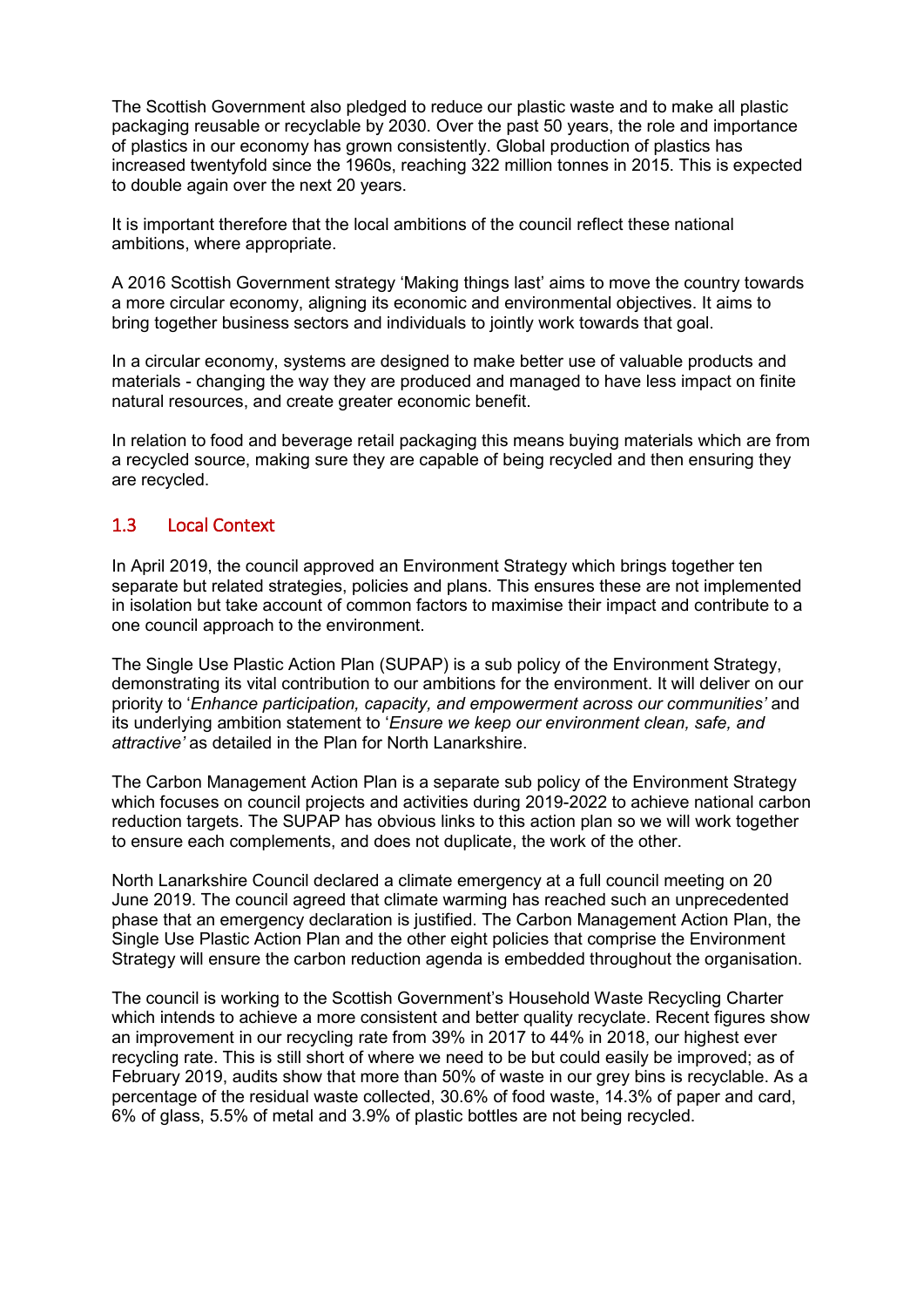The Scottish Government also pledged to reduce our plastic waste and to make all plastic packaging reusable or recyclable by 2030. Over the past 50 years, the role and importance of plastics in our economy has grown consistently. Global production of plastics has increased twentyfold since the 1960s, reaching 322 million tonnes in 2015. This is expected to double again over the next 20 years.

It is important therefore that the local ambitions of the council reflect these national ambitions, where appropriate.

A 2016 Scottish Government strategy 'Making things last' aims to move the country towards a more circular economy, aligning its economic and environmental objectives. It aims to bring together business sectors and individuals to jointly work towards that goal.

In a circular economy, systems are designed to make better use of valuable products and materials - changing the way they are produced and managed to have less impact on finite natural resources, and create greater economic benefit.

In relation to food and beverage retail packaging this means buying materials which are from a recycled source, making sure they are capable of being recycled and then ensuring they are recycled.

## 1.3 Local Context

In April 2019, the council approved an Environment Strategy which brings together ten separate but related strategies, policies and plans. This ensures these are not implemented in isolation but take account of common factors to maximise their impact and contribute to a one council approach to the environment.

The Single Use Plastic Action Plan (SUPAP) is a sub policy of the Environment Strategy, demonstrating its vital contribution to our ambitions for the environment. It will deliver on our priority to '*Enhance participation, capacity, and empowerment across our communities'* and its underlying ambition statement to '*Ensure we keep our environment clean, safe, and attractive'* as detailed in the Plan for North Lanarkshire.

The Carbon Management Action Plan is a separate sub policy of the Environment Strategy which focuses on council projects and activities during 2019-2022 to achieve national carbon reduction targets. The SUPAP has obvious links to this action plan so we will work together to ensure each complements, and does not duplicate, the work of the other.

North Lanarkshire Council declared a climate emergency at a full council meeting on 20 June 2019. The council agreed that climate warming has reached such an unprecedented phase that an emergency declaration is justified. The Carbon Management Action Plan, the Single Use Plastic Action Plan and the other eight policies that comprise the Environment Strategy will ensure the carbon reduction agenda is embedded throughout the organisation.

The council is working to the Scottish Government's Household Waste Recycling Charter which intends to achieve a more consistent and better quality recyclate. Recent figures show an improvement in our recycling rate from 39% in 2017 to 44% in 2018, our highest ever recycling rate. This is still short of where we need to be but could easily be improved; as of February 2019, audits show that more than 50% of waste in our grey bins is recyclable. As a percentage of the residual waste collected, 30.6% of food waste, 14.3% of paper and card, 6% of glass, 5.5% of metal and 3.9% of plastic bottles are not being recycled.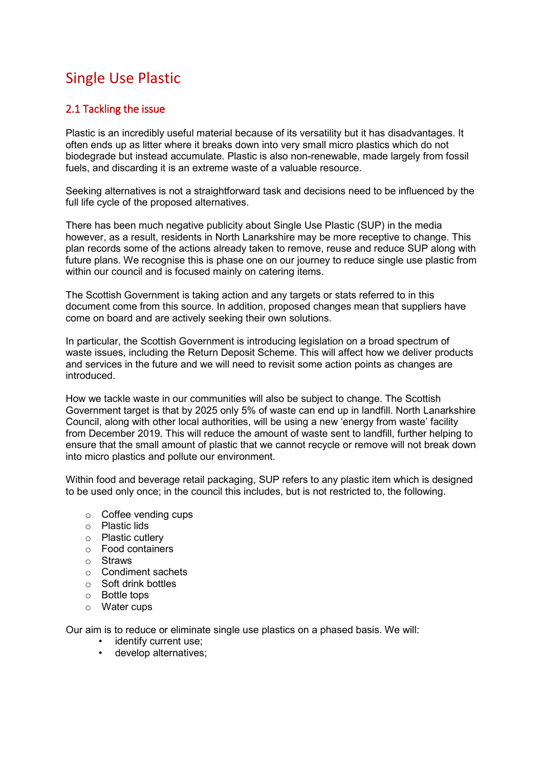# Single Use Plastic

## 2.1 Tackling the issue

Plastic is an incredibly useful material because of its versatility but it has disadvantages. It often ends up as litter where it breaks down into very small micro plastics which do not biodegrade but instead accumulate. Plastic is also non-renewable, made largely from fossil fuels, and discarding it is an extreme waste of a valuable resource.

Seeking alternatives is not a straightforward task and decisions need to be influenced by the full life cycle of the proposed alternatives.

There has been much negative publicity about Single Use Plastic (SUP) in the media however, as a result, residents in North Lanarkshire may be more receptive to change. This plan records some of the actions already taken to remove, reuse and reduce SUP along with future plans. We recognise this is phase one on our journey to reduce single use plastic from within our council and is focused mainly on catering items.

The Scottish Government is taking action and any targets or stats referred to in this document come from this source. In addition, proposed changes mean that suppliers have come on board and are actively seeking their own solutions.

In particular, the Scottish Government is introducing legislation on a broad spectrum of waste issues, including the Return Deposit Scheme. This will affect how we deliver products and services in the future and we will need to revisit some action points as changes are introduced.

How we tackle waste in our communities will also be subject to change. The Scottish Government target is that by 2025 only 5% of waste can end up in landfill. North Lanarkshire Council, along with other local authorities, will be using a new 'energy from waste' facility from December 2019. This will reduce the amount of waste sent to landfill, further helping to ensure that the small amount of plastic that we cannot recycle or remove will not break down into micro plastics and pollute our environment.

Within food and beverage retail packaging, SUP refers to any plastic item which is designed to be used only once; in the council this includes, but is not restricted to, the following.

- Coffee vending cups
- Plastic lids
- Plastic cutlery
- Food containers
- Straws
- Condiment sachets
- Soft drink bottles
- Bottle tops
- Water cups

Our aim is to reduce or eliminate single use plastics on a phased basis. We will:

- identify current use;
- develop alternatives;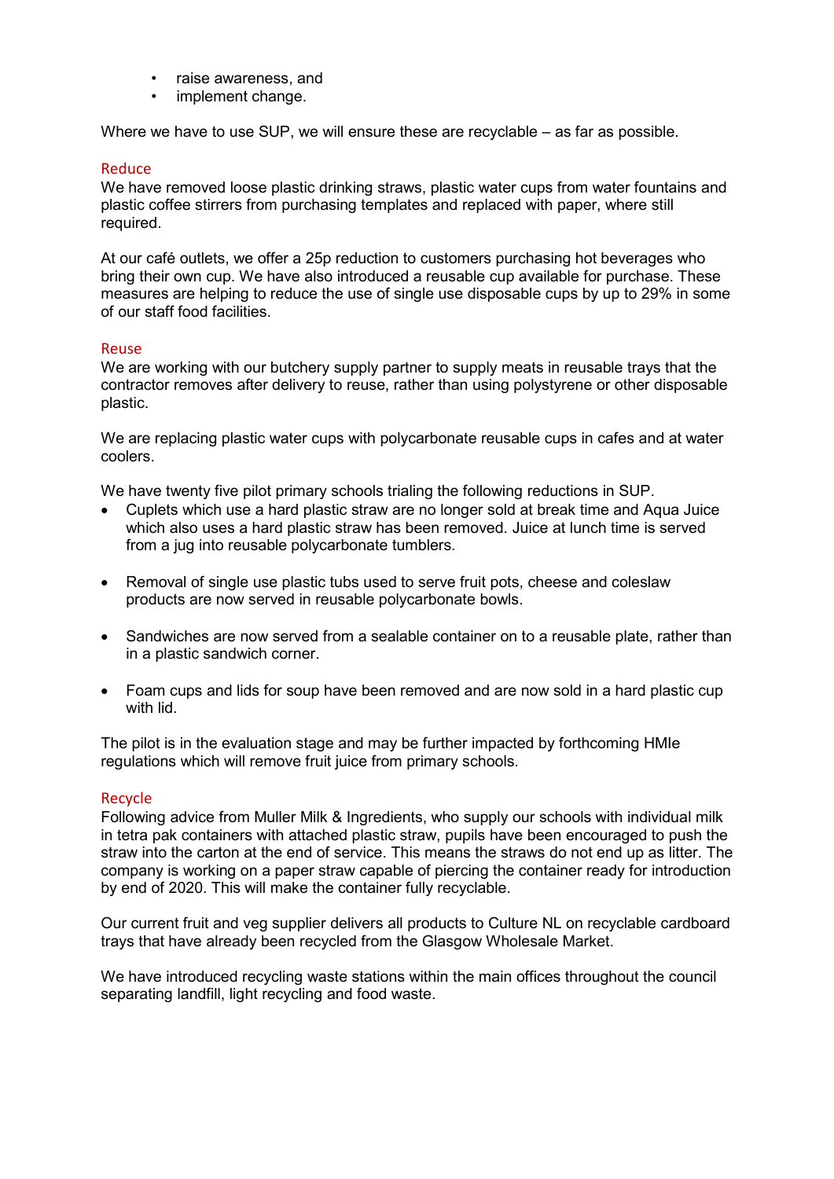- raise awareness, and
- implement change.

Where we have to use SUP, we will ensure these are recyclable – as far as possible.

### Reduce

We have removed loose plastic drinking straws, plastic water cups from water fountains and plastic coffee stirrers from purchasing templates and replaced with paper, where still required.

At our café outlets, we offer a 25p reduction to customers purchasing hot beverages who bring their own cup. We have also introduced a reusable cup available for purchase. These measures are helping to reduce the use of single use disposable cups by up to 29% in some of our staff food facilities.

### Reuse

We are working with our butchery supply partner to supply meats in reusable trays that the contractor removes after delivery to reuse, rather than using polystyrene or other disposable plastic.

We are replacing plastic water cups with polycarbonate reusable cups in cafes and at water coolers.

We have twenty five pilot primary schools trialing the following reductions in SUP.

- Cuplets which use a hard plastic straw are no longer sold at break time and Aqua Juice which also uses a hard plastic straw has been removed. Juice at lunch time is served from a jug into reusable polycarbonate tumblers.
- Removal of single use plastic tubs used to serve fruit pots, cheese and coleslaw products are now served in reusable polycarbonate bowls.
- Sandwiches are now served from a sealable container on to a reusable plate, rather than in a plastic sandwich corner.
- Foam cups and lids for soup have been removed and are now sold in a hard plastic cup with lid.

The pilot is in the evaluation stage and may be further impacted by forthcoming HMIe regulations which will remove fruit juice from primary schools.

### Recycle

Following advice from Muller Milk & Ingredients, who supply our schools with individual milk in tetra pak containers with attached plastic straw, pupils have been encouraged to push the straw into the carton at the end of service. This means the straws do not end up as litter. The company is working on a paper straw capable of piercing the container ready for introduction by end of 2020. This will make the container fully recyclable.

Our current fruit and veg supplier delivers all products to Culture NL on recyclable cardboard trays that have already been recycled from the Glasgow Wholesale Market.

We have introduced recycling waste stations within the main offices throughout the council separating landfill, light recycling and food waste.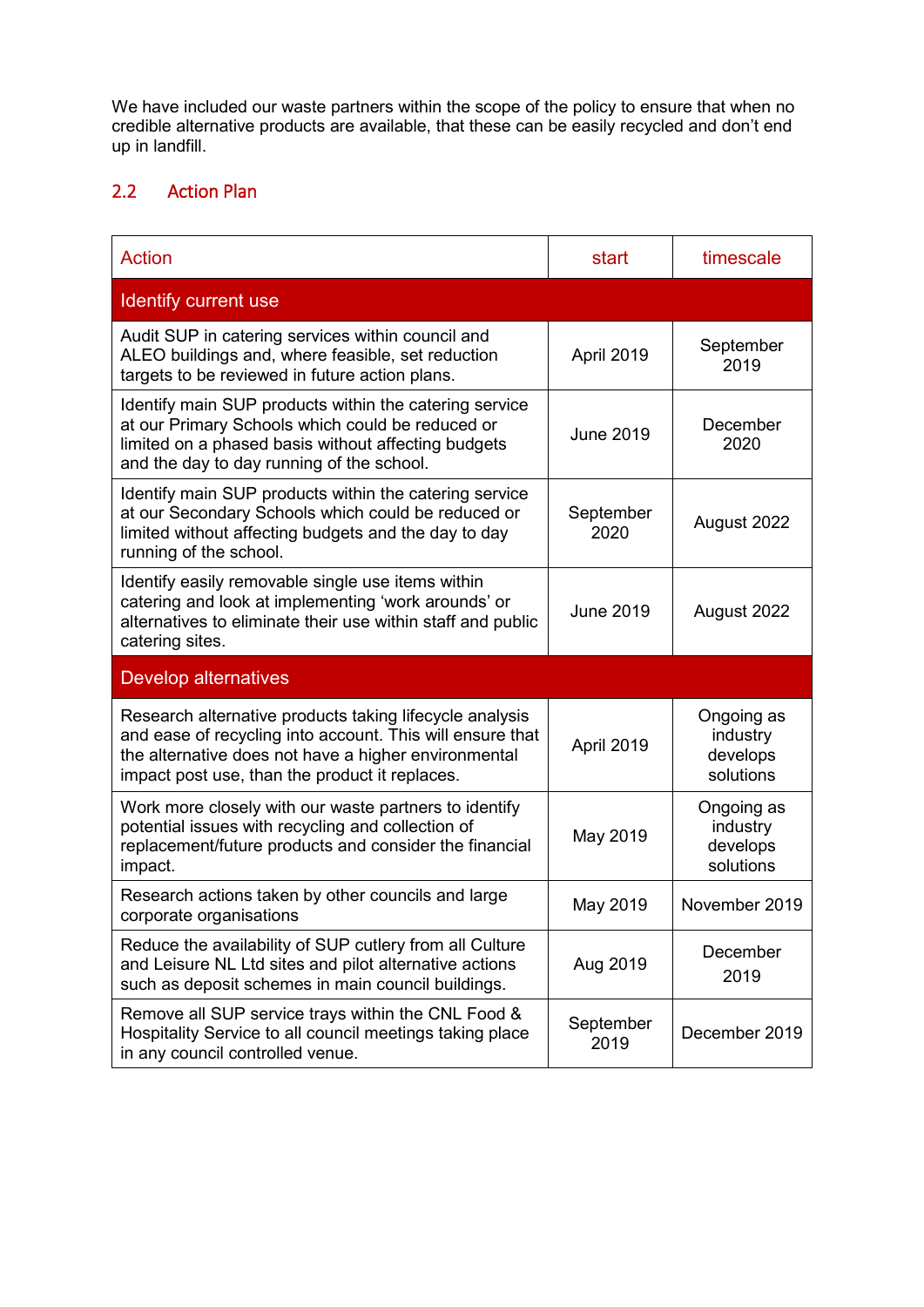We have included our waste partners within the scope of the policy to ensure that when no credible alternative products are available, that these can be easily recycled and don't end up in landfill.

## 2.2 Action Plan

| Action | start | timescale |
|---|---|---|
| **Identify current use** | | |
| Audit SUP in catering services within council and ALEO buildings and, where feasible, set reduction targets to be reviewed in future action plans. | April 2019 | September 2019 |
| Identify main SUP products within the catering service at our Primary Schools which could be reduced or limited on a phased basis without affecting budgets and the day to day running of the school. | June 2019 | December 2020 |
| Identify main SUP products within the catering service at our Secondary Schools which could be reduced or limited without affecting budgets and the day to day running of the school. | September 2020 | August 2022 |
| Identify easily removable single use items within catering and look at implementing 'work arounds' or alternatives to eliminate their use within staff and public catering sites. | June 2019 | August 2022 |
| **Develop alternatives** | | |
| Research alternative products taking lifecycle analysis and ease of recycling into account. This will ensure that the alternative does not have a higher environmental impact post use, than the product it replaces. | April 2019 | Ongoing as industry develops solutions |
| Work more closely with our waste partners to identify potential issues with recycling and collection of replacement/future products and consider the financial impact. | May 2019 | Ongoing as industry develops solutions |
| Research actions taken by other councils and large corporate organisations | May 2019 | November 2019 |
| Reduce the availability of SUP cutlery from all Culture and Leisure NL Ltd sites and pilot alternative actions such as deposit schemes in main council buildings. | Aug 2019 | December 2019 |
| Remove all SUP service trays within the CNL Food & Hospitality Service to all council meetings taking place in any council controlled venue. | September 2019 | December 2019 |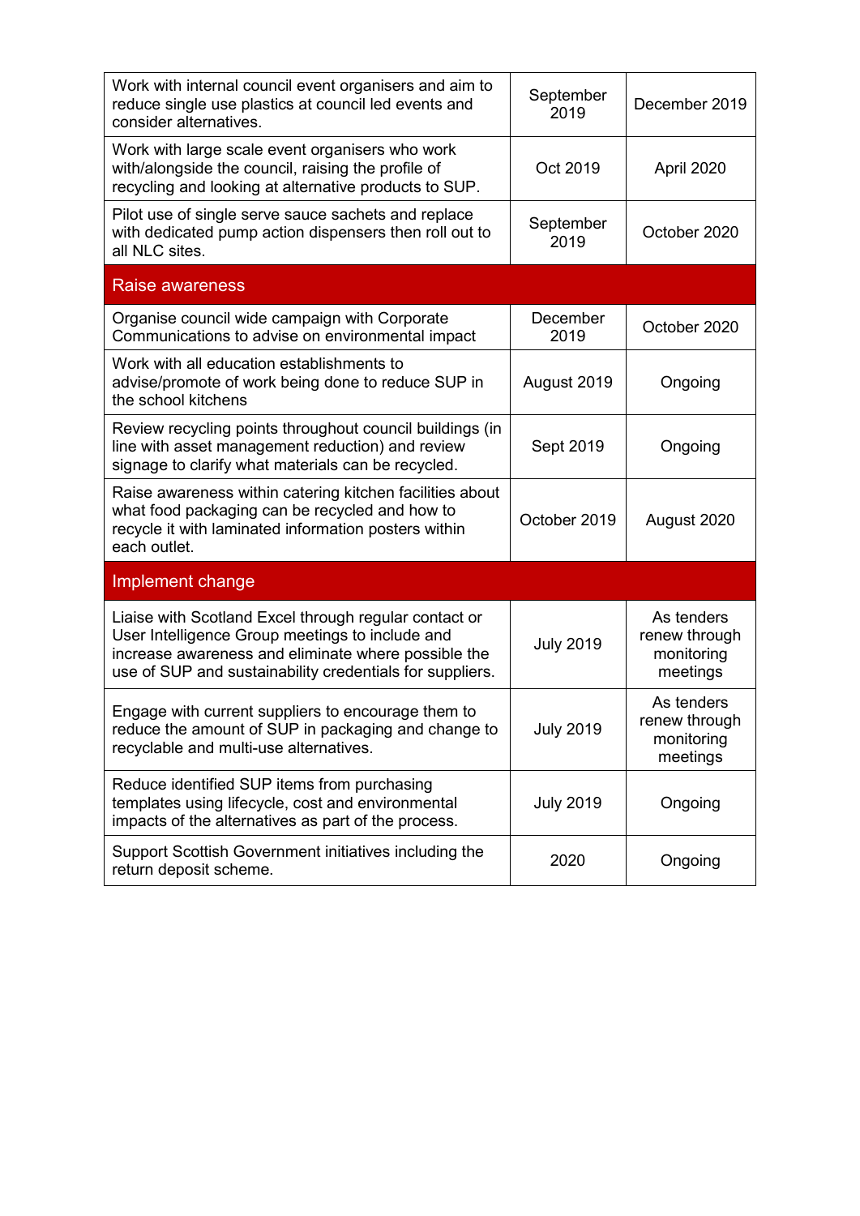| | | |
|---|---|---|
| Work with internal council event organisers and aim to reduce single use plastics at council led events and consider alternatives. | September 2019 | December 2019 |
| Work with large scale event organisers who work with/alongside the council, raising the profile of recycling and looking at alternative products to SUP. | Oct 2019 | April 2020 |
| Pilot use of single serve sauce sachets and replace with dedicated pump action dispensers then roll out to all NLC sites. | September 2019 | October 2020 |
| **Raise awareness** | | |
| Organise council wide campaign with Corporate Communications to advise on environmental impact | December 2019 | October 2020 |
| Work with all education establishments to advise/promote of work being done to reduce SUP in the school kitchens | August 2019 | Ongoing |
| Review recycling points throughout council buildings (in line with asset management reduction) and review signage to clarify what materials can be recycled. | Sept 2019 | Ongoing |
| Raise awareness within catering kitchen facilities about what food packaging can be recycled and how to recycle it with laminated information posters within each outlet. | October 2019 | August 2020 |
| **Implement change** | | |
| Liaise with Scotland Excel through regular contact or User Intelligence Group meetings to include and increase awareness and eliminate where possible the use of SUP and sustainability credentials for suppliers. | July 2019 | As tenders renew through monitoring meetings |
| Engage with current suppliers to encourage them to reduce the amount of SUP in packaging and change to recyclable and multi-use alternatives. | July 2019 | As tenders renew through monitoring meetings |
| Reduce identified SUP items from purchasing templates using lifecycle, cost and environmental impacts of the alternatives as part of the process. | July 2019 | Ongoing |
| Support Scottish Government initiatives including the return deposit scheme. | 2020 | Ongoing |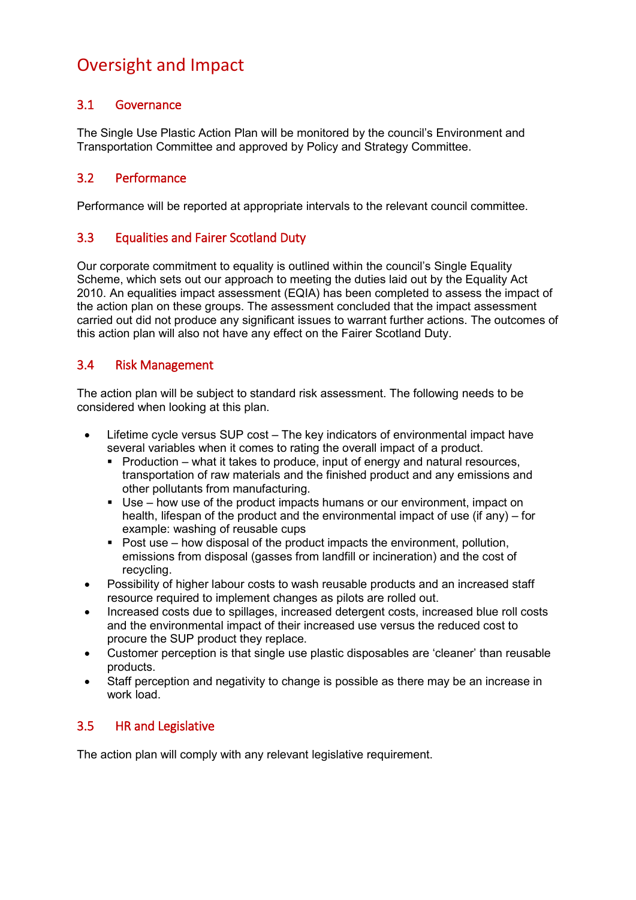# Oversight and Impact

## 3.1 Governance

The Single Use Plastic Action Plan will be monitored by the council's Environment and Transportation Committee and approved by Policy and Strategy Committee.

## 3.2 Performance

Performance will be reported at appropriate intervals to the relevant council committee.

## 3.3 Equalities and Fairer Scotland Duty

Our corporate commitment to equality is outlined within the council's Single Equality Scheme, which sets out our approach to meeting the duties laid out by the Equality Act 2010. An equalities impact assessment (EQIA) has been completed to assess the impact of the action plan on these groups. The assessment concluded that the impact assessment carried out did not produce any significant issues to warrant further actions. The outcomes of this action plan will also not have any effect on the Fairer Scotland Duty.

## 3.4 Risk Management

The action plan will be subject to standard risk assessment. The following needs to be considered when looking at this plan.

- Lifetime cycle versus SUP cost – The key indicators of environmental impact have several variables when it comes to rating the overall impact of a product.
  - Production – what it takes to produce, input of energy and natural resources, transportation of raw materials and the finished product and any emissions and other pollutants from manufacturing.
  - Use – how use of the product impacts humans or our environment, impact on health, lifespan of the product and the environmental impact of use (if any) – for example: washing of reusable cups
  - Post use – how disposal of the product impacts the environment, pollution, emissions from disposal (gasses from landfill or incineration) and the cost of recycling.
- Possibility of higher labour costs to wash reusable products and an increased staff resource required to implement changes as pilots are rolled out.
- Increased costs due to spillages, increased detergent costs, increased blue roll costs and the environmental impact of their increased use versus the reduced cost to procure the SUP product they replace.
- Customer perception is that single use plastic disposables are 'cleaner' than reusable products.
- Staff perception and negativity to change is possible as there may be an increase in work load.

## 3.5 HR and Legislative

The action plan will comply with any relevant legislative requirement.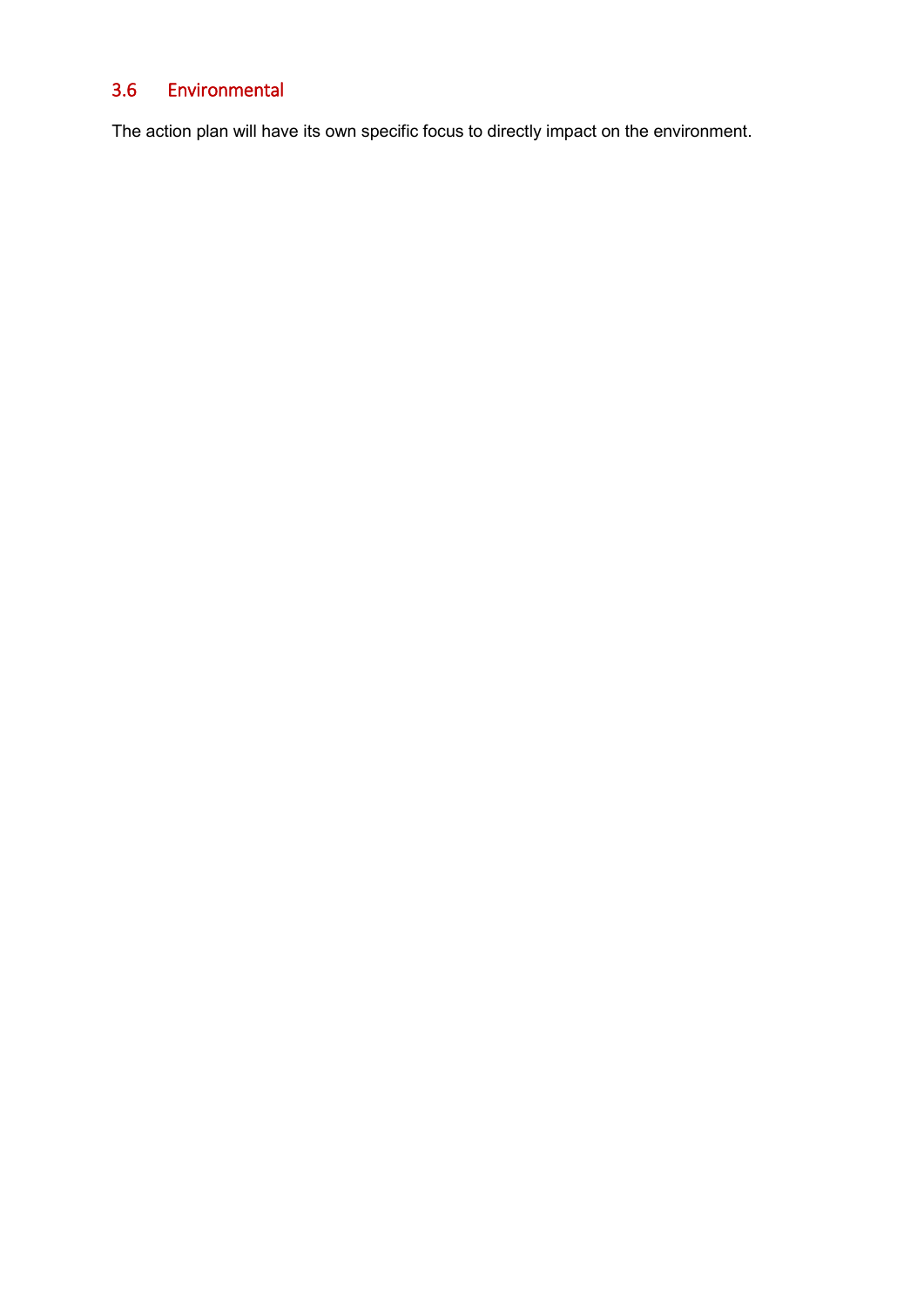## 3.6 Environmental

The action plan will have its own specific focus to directly impact on the environment.